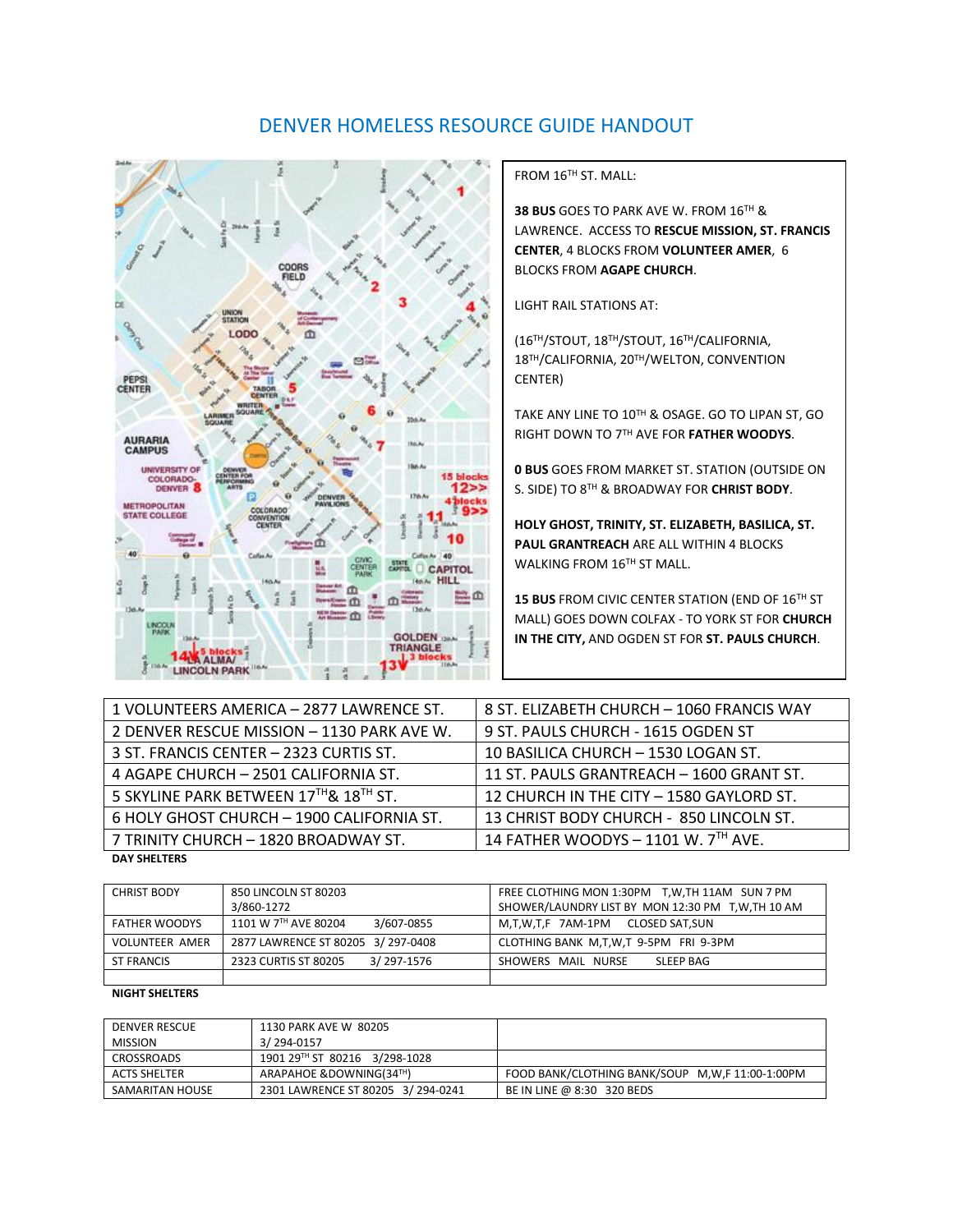# DENVER HOMELESS RESOURCE GUIDE HANDOUT

FROM 16TH ST. MALL:

**38 BUS** GOES TO PARK AVE W. FROM 16TH & LAWRENCE. ACCESS TO **RESCUE MISSION, ST. FRANCIS CENTER**, 4 BLOCKS FROM **VOLUNTEER AMER**, 6 BLOCKS FROM **AGAPE CHURCH**.

LIGHT RAIL STATIONS AT:

(16TH/STOUT, 18TH/STOUT, 16TH/CALIFORNIA, 18TH/CALIFORNIA, 20TH/WELTON, CONVENTION CENTER)

TAKE ANY LINE TO 10TH & OSAGE. GO TO LIPAN ST, GO RIGHT DOWN TO 7TH AVE FOR **FATHER WOODYS**.

**0 BUS** GOES FROM MARKET ST. STATION (OUTSIDE ON S. SIDE) TO 8TH & BROADWAY FOR **CHRIST BODY**.

**HOLY GHOST, TRINITY, ST. ELIZABETH, BASILICA, ST. PAUL GRANTREACH** ARE ALL WITHIN 4 BLOCKS WALKING FROM 16TH ST MALL.

**15 BUS** FROM CIVIC CENTER STATION (END OF 16TH ST MALL) GOES DOWN COLFAX - TO YORK ST FOR **CHURCH IN THE CITY,** AND OGDEN ST FOR **ST. PAULS CHURCH**.

| | |
|---|---|
| 1 VOLUNTEERS AMERICA – 2877 LAWRENCE ST. | 8 ST. ELIZABETH CHURCH – 1060 FRANCIS WAY |
| 2 DENVER RESCUE MISSION – 1130 PARK AVE W. | 9 ST. PAULS CHURCH - 1615 OGDEN ST |
| 3 ST. FRANCIS CENTER – 2323 CURTIS ST. | 10 BASILICA CHURCH – 1530 LOGAN ST. |
| 4 AGAPE CHURCH – 2501 CALIFORNIA ST. | 11 ST. PAULS GRANTREACH – 1600 GRANT ST. |
| 5 SKYLINE PARK BETWEEN 17TH& 18TH ST. | 12 CHURCH IN THE CITY – 1580 GAYLORD ST. |
| 6 HOLY GHOST CHURCH – 1900 CALIFORNIA ST. | 13 CHRIST BODY CHURCH - 850 LINCOLN ST. |
| 7 TRINITY CHURCH – 1820 BROADWAY ST. | 14 FATHER WOODYS – 1101 W. 7TH AVE. |

**DAY SHELTERS**

| | | |
|---|---|---|
| CHRIST BODY | 850 LINCOLN ST 80203<br>3/860-1272 | FREE CLOTHING MON 1:30PM T,W,TH 11AM SUN 7 PM<br>SHOWER/LAUNDRY LIST BY MON 12:30 PM T,W,TH 10 AM |
| FATHER WOODYS | 1101 W 7TH AVE 80204 3/607-0855 | M,T,W,T,F 7AM-1PM CLOSED SAT,SUN |
| VOLUNTEER AMER | 2877 LAWRENCE ST 80205 3/ 297-0408 | CLOTHING BANK M,T,W,T 9-5PM FRI 9-3PM |
| ST FRANCIS | 2323 CURTIS ST 80205 3/ 297-1576 | SHOWERS MAIL NURSE SLEEP BAG |
| | | |

**NIGHT SHELTERS**

| | | |
|---|---|---|
| DENVER RESCUE MISSION | 1130 PARK AVE W 80205<br>3/ 294-0157 | |
| CROSSROADS | 1901 29TH ST 80216 3/298-1028 | |
| ACTS SHELTER | ARAPAHOE &DOWNING(34TH) | FOOD BANK/CLOTHING BANK/SOUP M,W,F 11:00-1:00PM |
| SAMARITAN HOUSE | 2301 LAWRENCE ST 80205 3/ 294-0241 | BE IN LINE @ 8:30 320 BEDS |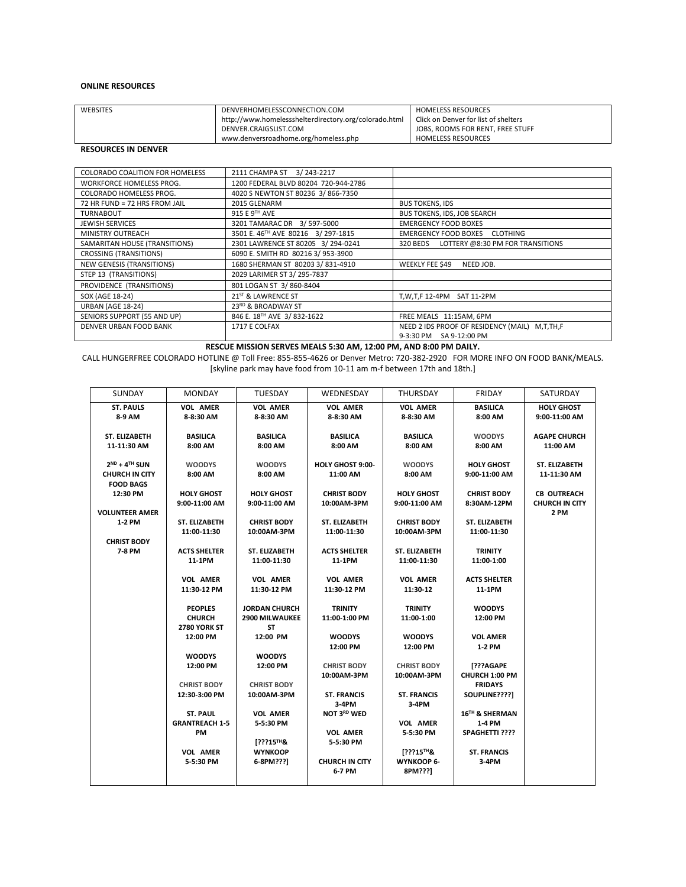**ONLINE RESOURCES**

| | | |
|---|---|---|
| WEBSITES | DENVERHOMELESSCONNECTION.COM<br>http://www.homelessshelterdirectory.org/colorado.html<br>DENVER.CRAIGSLIST.COM<br>www.denversroadhome.org/homeless.php | HOMELESS RESOURCES<br>Click on Denver for list of shelters<br>JOBS, ROOMS FOR RENT, FREE STUFF<br>HOMELESS RESOURCES |

**RESOURCES IN DENVER**

| | | |
|---|---|---|
| COLORADO COALITION FOR HOMELESS | 2111 CHAMPA ST 3/ 243-2217 | |
| WORKFORCE HOMELESS PROG. | 1200 FEDERAL BLVD 80204 720-944-2786 | |
| COLORADO HOMELESS PROG. | 4020 S NEWTON ST 80236 3/ 866-7350 | |
| 72 HR FUND = 72 HRS FROM JAIL | 2015 GLENARM | BUS TOKENS, IDS |
| TURNABOUT | 915 E 9TH AVE | BUS TOKENS, IDS, JOB SEARCH |
| JEWISH SERVICES | 3201 TAMARAC DR 3/ 597-5000 | EMERGENCY FOOD BOXES |
| MINISTRY OUTREACH | 3501 E. 46TH AVE 80216 3/ 297-1815 | EMERGENCY FOOD BOXES CLOTHING |
| SAMARITAN HOUSE (TRANSITIONS) | 2301 LAWRENCE ST 80205 3/ 294-0241 | 320 BEDS LOTTERY @8:30 PM FOR TRANSITIONS |
| CROSSING (TRANSITIONS) | 6090 E. SMITH RD 80216 3/ 953-3900 | |
| NEW GENESIS (TRANSITIONS) | 1680 SHERMAN ST 80203 3/ 831-4910 | WEEKLY FEE $49 NEED JOB. |
| STEP 13 (TRANSITIONS) | 2029 LARIMER ST 3/ 295-7837 | |
| PROVIDENCE (TRANSITIONS) | 801 LOGAN ST 3/ 860-8404 | |
| SOX (AGE 18-24) | 21ST & LAWRENCE ST | T,W,T,F 12-4PM SAT 11-2PM |
| URBAN (AGE 18-24) | 23RD & BROADWAY ST | |
| SENIORS SUPPORT (55 AND UP) | 846 E. 18TH AVE 3/ 832-1622 | FREE MEALS 11:15AM, 6PM |
| DENVER URBAN FOOD BANK | 1717 E COLFAX | NEED 2 IDS PROOF OF RESIDENCY (MAIL) M,T,TH,F 9-3:30 PM SA 9-12:00 PM |

**RESCUE MISSION SERVES MEALS 5:30 AM, 12:00 PM, AND 8:00 PM DAILY.**

CALL HUNGERFREE COLORADO HOTLINE @ Toll Free: 855-855-4626 or Denver Metro: 720-382-2920 FOR MORE INFO ON FOOD BANK/MEALS.
[skyline park may have food from 10-11 am m-f between 17th and 18th.]

| SUNDAY | MONDAY | TUESDAY | WEDNESDAY | THURSDAY | FRIDAY | SATURDAY |
|---|---|---|---|---|---|---|
| **ST. PAULS 8-9 AM**<br><br>**ST. ELIZABETH 11-11:30 AM**<br><br>**2ND + 4TH SUN CHURCH IN CITY FOOD BAGS 12:30 PM**<br><br>**VOLUNTEER AMER 1-2 PM**<br><br>**CHRIST BODY 7-8 PM** | **VOL AMER 8-8:30 AM**<br><br>**BASILICA 8:00 AM**<br><br>**WOODYS 8:00 AM**<br><br>**HOLY GHOST 9:00-11:00 AM**<br><br>**ST. ELIZABETH 11:00-11:30**<br><br>**ACTS SHELTER 11-1PM**<br><br>**VOL AMER 11:30-12 PM**<br><br>**PEOPLES CHURCH 2780 YORK ST 12:00 PM**<br><br>**WOODYS 12:00 PM**<br><br>**CHRIST BODY 12:30-3:00 PM**<br><br>**ST. PAUL GRANTREACH 1-5 PM**<br><br>**VOL AMER 5-5:30 PM** | **VOL AMER 8-8:30 AM**<br><br>**BASILICA 8:00 AM**<br><br>**WOODYS 8:00 AM**<br><br>**HOLY GHOST 9:00-11:00 AM**<br><br>**CHRIST BODY 10:00AM-3PM**<br><br>**ST. ELIZABETH 11:00-11:30**<br><br>**VOL AMER 11:30-12 PM**<br><br>**JORDAN CHURCH 2900 MILWAUKEE ST 12:00 PM**<br><br>**WOODYS 12:00 PM**<br><br>**CHRIST BODY 10:00AM-3PM**<br><br>**VOL AMER 5-5:30 PM**<br><br>**[???15TH& WYNKOOP 6-8PM???]** | **VOL AMER 8-8:30 AM**<br><br>**BASILICA 8:00 AM**<br><br>**HOLY GHOST 9:00-11:00 AM**<br><br>**CHRIST BODY 10:00AM-3PM**<br><br>**ST. ELIZABETH 11:00-11:30**<br><br>**ACTS SHELTER 11-1PM**<br><br>**VOL AMER 11:30-12 PM**<br><br>**TRINITY 11:00-1:00 PM**<br><br>**WOODYS 12:00 PM**<br><br>**CHRIST BODY 10:00AM-3PM**<br><br>**ST. FRANCIS 3-4PM NOT 3RD WED**<br><br>**VOL AMER 5-5:30 PM**<br><br>**CHURCH IN CITY 6-7 PM** | **VOL AMER 8-8:30 AM**<br><br>**BASILICA 8:00 AM**<br><br>**WOODYS 8:00 AM**<br><br>**HOLY GHOST 9:00-11:00 AM**<br><br>**CHRIST BODY 10:00AM-3PM**<br><br>**ST. ELIZABETH 11:00-11:30**<br><br>**VOL AMER 11:30-12**<br><br>**TRINITY 11:00-1:00**<br><br>**WOODYS 12:00 PM**<br><br>**CHRIST BODY 10:00AM-3PM**<br><br>**ST. FRANCIS 3-4PM**<br><br>**VOL AMER 5-5:30 PM**<br><br>**[???15TH& WYNKOOP 6-8PM???]** | **BASILICA 8:00 AM**<br><br>**WOODYS 8:00 AM**<br><br>**HOLY GHOST 9:00-11:00 AM**<br><br>**CHRIST BODY 8:30AM-12PM**<br><br>**ST. ELIZABETH 11:00-11:30**<br><br>**TRINITY 11:00-1:00**<br><br>**ACTS SHELTER 11-1PM**<br><br>**WOODYS 12:00 PM**<br><br>**VOL AMER 1-2 PM**<br><br>**[???AGAPE CHURCH 1:00 PM FRIDAYS SOUPLINE????]**<br><br>**16TH & SHERMAN 1-4 PM SPAGHETTI ????**<br><br>**ST. FRANCIS 3-4PM** | **HOLY GHOST 9:00-11:00 AM**<br><br>**AGAPE CHURCH 11:00 AM**<br><br>**ST. ELIZABETH 11-11:30 AM**<br><br>**CB OUTREACH CHURCH IN CITY 2 PM** |